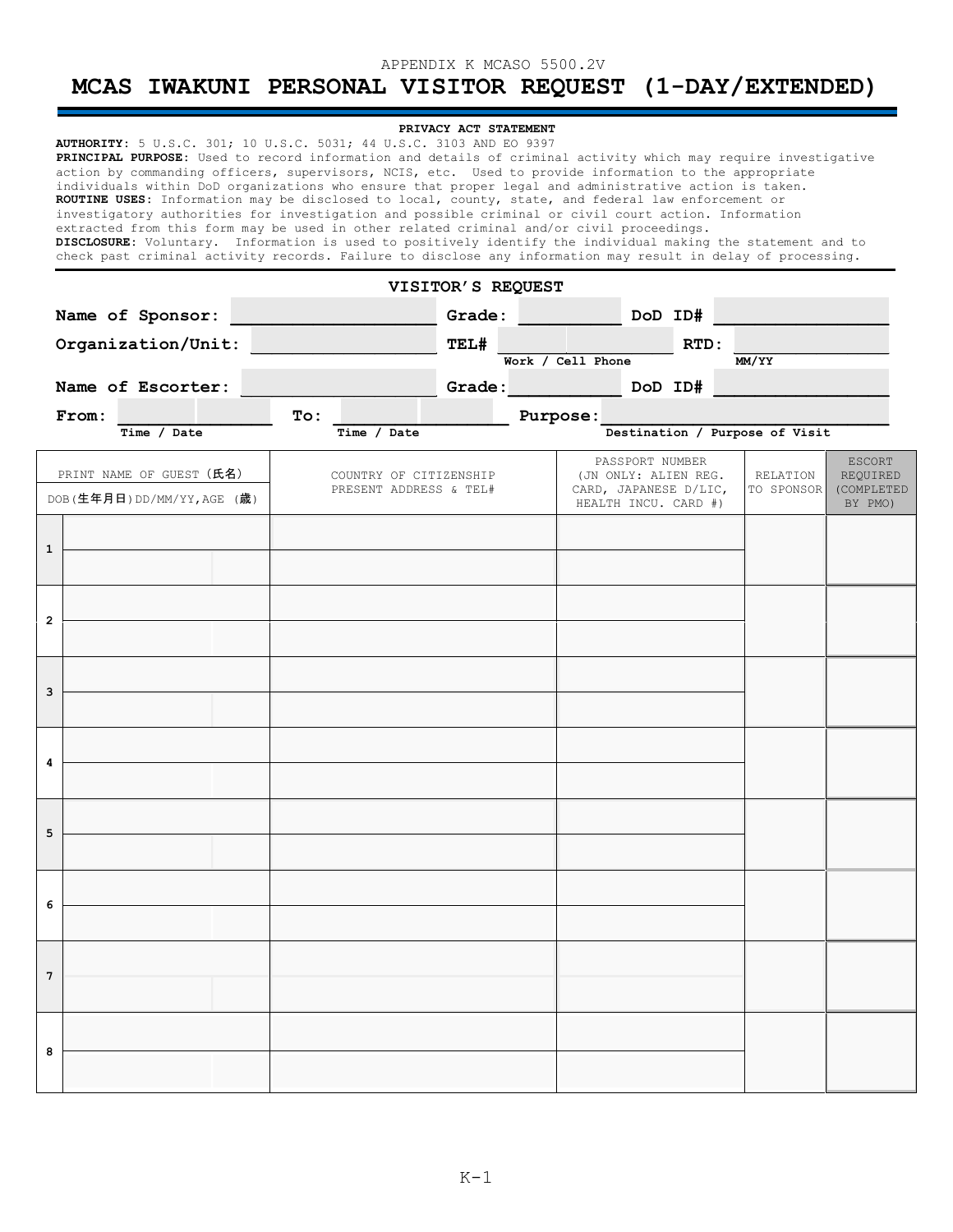APPENDIX K MCASO 5500.2V

# MCAS IWAKUNI PERSONAL VISITOR REQUEST (1-DAY/EXTENDED)

**PRIVACY ACT STATEMENT**

**AUTHORITY**: 5 U.S.C. 301; 10 U.S.C. 5031; 44 U.S.C. 3103 AND EO 9397
**PRINCIPAL PURPOSE**: Used to record information and details of criminal activity which may require investigative action by commanding officers, supervisors, NCIS, etc. Used to provide information to the appropriate individuals within DoD organizations who ensure that proper legal and administrative action is taken.
**ROUTINE USES**: Information may be disclosed to local, county, state, and federal law enforcement or investigatory authorities for investigation and possible criminal or civil court action. Information extracted from this form may be used in other related criminal and/or civil proceedings.
**DISCLOSURE**: Voluntary. Information is used to positively identify the individual making the statement and to check past criminal activity records. Failure to disclose any information may result in delay of processing.

**VISITOR'S REQUEST**

**Name of Sponsor:** ____________ **Grade:** ________ **DoD ID#** ____________

**Organization/Unit:** ____________ **TEL#** ________ (Work / Cell Phone) **RTD:** ________ (MM/YY)

**Name of Escorter:** ____________ **Grade:** ________ **DoD ID#** ____________

**From:** ________ (Time / Date) **To:** ________ (Time / Date) **Purpose:** ____________ (Destination / Purpose of Visit)

| | PRINT NAME OF GUEST (氏名) / DOB(生年月日)DD/MM/YY,AGE (歳) | COUNTRY OF CITIZENSHIP PRESENT ADDRESS & TEL# | PASSPORT NUMBER (JN ONLY: ALIEN REG. CARD, JAPANESE D/LIC, HEALTH INCU. CARD #) | RELATION TO SPONSOR | ESCORT REQUIRED (COMPLETED BY PMO) |
|---|---|---|---|---|---|
| 1 | | | | | |
| | | | | | |
| 2 | | | | | |
| | | | | | |
| 3 | | | | | |
| | | | | | |
| 4 | | | | | |
| | | | | | |
| 5 | | | | | |
| | | | | | |
| 6 | | | | | |
| | | | | | |
| 7 | | | | | |
| | | | | | |
| 8 | | | | | |
| | | | | | |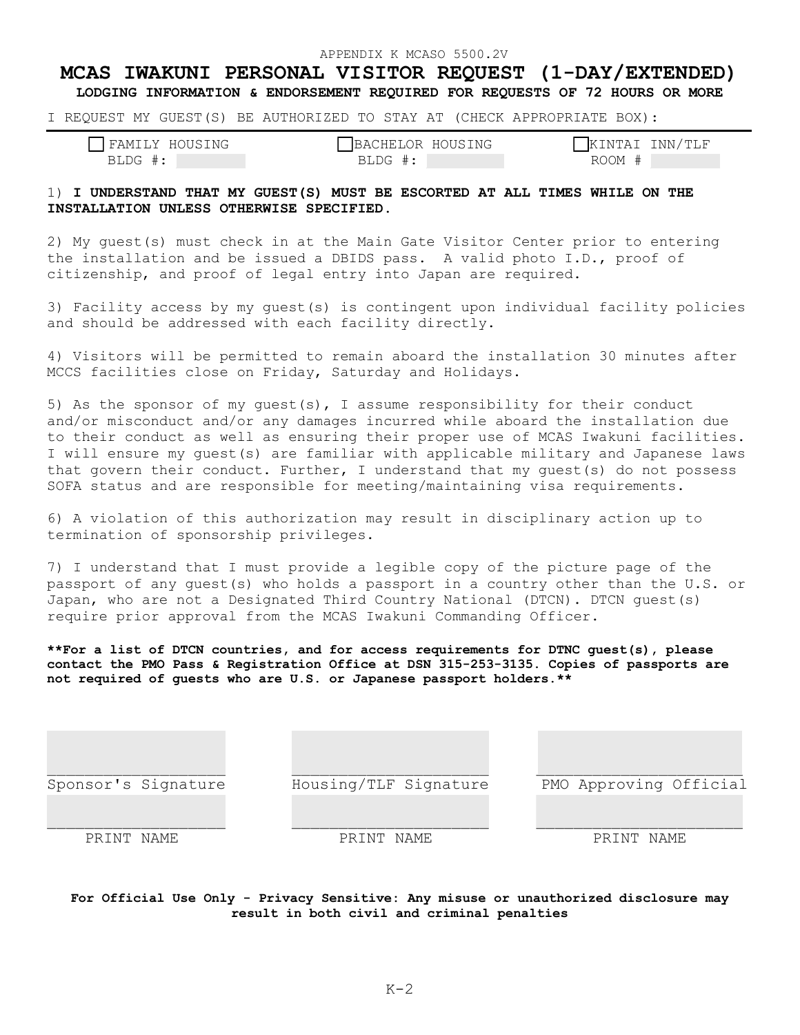APPENDIX K MCASO 5500.2V

# MCAS IWAKUNI PERSONAL VISITOR REQUEST (1-DAY/EXTENDED)

**LODGING INFORMATION & ENDORSEMENT REQUIRED FOR REQUESTS OF 72 HOURS OR MORE**

I REQUEST MY GUEST(S) BE AUTHORIZED TO STAY AT (CHECK APPROPRIATE BOX):

| | | |
|---|---|---|
| ☐ FAMILY HOUSING<br>BLDG #: | ☐ BACHELOR HOUSING<br>BLDG #: | ☐ KINTAI INN/TLF<br>ROOM # |

1) **I UNDERSTAND THAT MY GUEST(S) MUST BE ESCORTED AT ALL TIMES WHILE ON THE INSTALLATION UNLESS OTHERWISE SPECIFIED.**

2) My guest(s) must check in at the Main Gate Visitor Center prior to entering the installation and be issued a DBIDS pass. A valid photo I.D., proof of citizenship, and proof of legal entry into Japan are required.

3) Facility access by my guest(s) is contingent upon individual facility policies and should be addressed with each facility directly.

4) Visitors will be permitted to remain aboard the installation 30 minutes after MCCS facilities close on Friday, Saturday and Holidays.

5) As the sponsor of my guest(s), I assume responsibility for their conduct and/or misconduct and/or any damages incurred while aboard the installation due to their conduct as well as ensuring their proper use of MCAS Iwakuni facilities. I will ensure my guest(s) are familiar with applicable military and Japanese laws that govern their conduct. Further, I understand that my guest(s) do not possess SOFA status and are responsible for meeting/maintaining visa requirements.

6) A violation of this authorization may result in disciplinary action up to termination of sponsorship privileges.

7) I understand that I must provide a legible copy of the picture page of the passport of any guest(s) who holds a passport in a country other than the U.S. or Japan, who are not a Designated Third Country National (DTCN). DTCN guest(s) require prior approval from the MCAS Iwakuni Commanding Officer.

**\*\*For a list of DTCN countries, and for access requirements for DTNC guest(s), please contact the PMO Pass & Registration Office at DSN 315-253-3135. Copies of passports are not required of guests who are U.S. or Japanese passport holders.\*\***

| | | |
|---|---|---|
| ____________________<br>Sponsor's Signature | ____________________<br>Housing/TLF Signature | ____________________<br>PMO Approving Official |
| ____________________<br>PRINT NAME | ____________________<br>PRINT NAME | ____________________<br>PRINT NAME |

**For Official Use Only - Privacy Sensitive: Any misuse or unauthorized disclosure may result in both civil and criminal penalties**